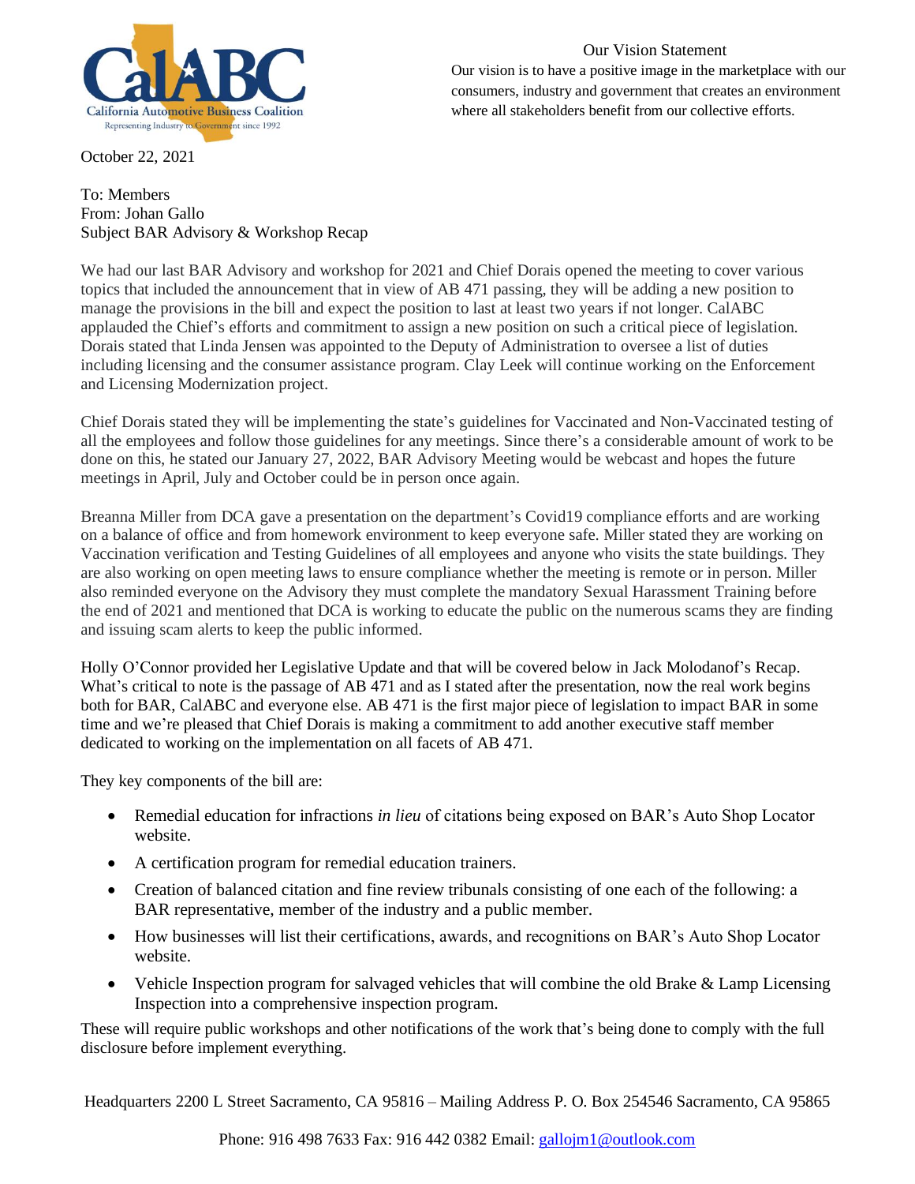CalABC
California Automotive Business Coalition
Representing Industry to Government since 1992

Our Vision Statement

Our vision is to have a positive image in the marketplace with our consumers, industry and government that creates an environment where all stakeholders benefit from our collective efforts.

October 22, 2021

To: Members
From: Johan Gallo
Subject BAR Advisory & Workshop Recap

We had our last BAR Advisory and workshop for 2021 and Chief Dorais opened the meeting to cover various topics that included the announcement that in view of AB 471 passing, they will be adding a new position to manage the provisions in the bill and expect the position to last at least two years if not longer. CalABC applauded the Chief's efforts and commitment to assign a new position on such a critical piece of legislation. Dorais stated that Linda Jensen was appointed to the Deputy of Administration to oversee a list of duties including licensing and the consumer assistance program. Clay Leek will continue working on the Enforcement and Licensing Modernization project.

Chief Dorais stated they will be implementing the state's guidelines for Vaccinated and Non-Vaccinated testing of all the employees and follow those guidelines for any meetings. Since there's a considerable amount of work to be done on this, he stated our January 27, 2022, BAR Advisory Meeting would be webcast and hopes the future meetings in April, July and October could be in person once again.

Breanna Miller from DCA gave a presentation on the department's Covid19 compliance efforts and are working on a balance of office and from homework environment to keep everyone safe. Miller stated they are working on Vaccination verification and Testing Guidelines of all employees and anyone who visits the state buildings. They are also working on open meeting laws to ensure compliance whether the meeting is remote or in person. Miller also reminded everyone on the Advisory they must complete the mandatory Sexual Harassment Training before the end of 2021 and mentioned that DCA is working to educate the public on the numerous scams they are finding and issuing scam alerts to keep the public informed.

Holly O'Connor provided her Legislative Update and that will be covered below in Jack Molodanof's Recap. What's critical to note is the passage of AB 471 and as I stated after the presentation, now the real work begins both for BAR, CalABC and everyone else. AB 471 is the first major piece of legislation to impact BAR in some time and we're pleased that Chief Dorais is making a commitment to add another executive staff member dedicated to working on the implementation on all facets of AB 471.

They key components of the bill are:

- Remedial education for infractions *in lieu* of citations being exposed on BAR's Auto Shop Locator website.
- A certification program for remedial education trainers.
- Creation of balanced citation and fine review tribunals consisting of one each of the following: a BAR representative, member of the industry and a public member.
- How businesses will list their certifications, awards, and recognitions on BAR's Auto Shop Locator website.
- Vehicle Inspection program for salvaged vehicles that will combine the old Brake & Lamp Licensing Inspection into a comprehensive inspection program.

These will require public workshops and other notifications of the work that's being done to comply with the full disclosure before implement everything.

Headquarters 2200 L Street Sacramento, CA 95816 – Mailing Address P. O. Box 254546 Sacramento, CA 95865

Phone: 916 498 7633 Fax: 916 442 0382 Email: gallojm1@outlook.com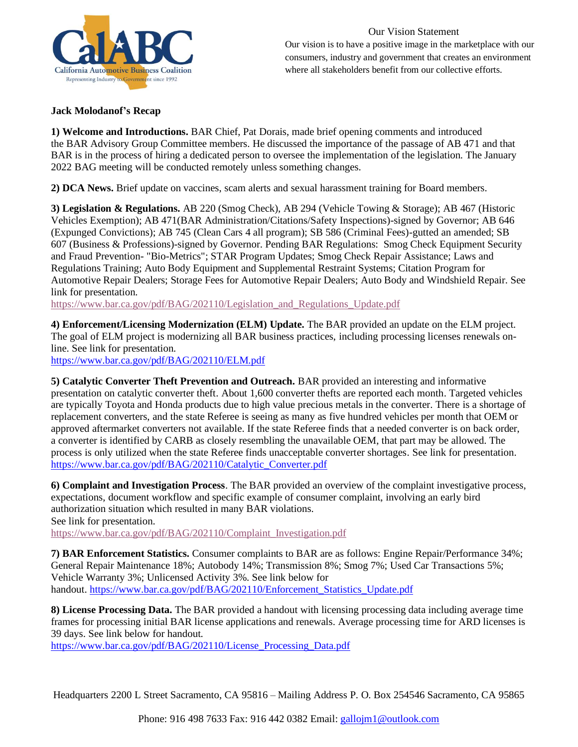Our Vision Statement

Our vision is to have a positive image in the marketplace with our consumers, industry and government that creates an environment where all stakeholders benefit from our collective efforts.

**Jack Molodanof's Recap**

**1) Welcome and Introductions.** BAR Chief, Pat Dorais, made brief opening comments and introduced the BAR Advisory Group Committee members. He discussed the importance of the passage of AB 471 and that BAR is in the process of hiring a dedicated person to oversee the implementation of the legislation. The January 2022 BAG meeting will be conducted remotely unless something changes.

**2) DCA News.** Brief update on vaccines, scam alerts and sexual harassment training for Board members.

**3) Legislation & Regulations.** AB 220 (Smog Check), AB 294 (Vehicle Towing & Storage); AB 467 (Historic Vehicles Exemption); AB 471(BAR Administration/Citations/Safety Inspections)-signed by Governor; AB 646 (Expunged Convictions); AB 745 (Clean Cars 4 all program); SB 586 (Criminal Fees)-gutted an amended; SB 607 (Business & Professions)-signed by Governor. Pending BAR Regulations: Smog Check Equipment Security and Fraud Prevention- "Bio-Metrics"; STAR Program Updates; Smog Check Repair Assistance; Laws and Regulations Training; Auto Body Equipment and Supplemental Restraint Systems; Citation Program for Automotive Repair Dealers; Storage Fees for Automotive Repair Dealers; Auto Body and Windshield Repair. See link for presentation.
https://www.bar.ca.gov/pdf/BAG/202110/Legislation_and_Regulations_Update.pdf

**4) Enforcement/Licensing Modernization (ELM) Update.** The BAR provided an update on the ELM project. The goal of ELM project is modernizing all BAR business practices, including processing licenses renewals on-line. See link for presentation.
https://www.bar.ca.gov/pdf/BAG/202110/ELM.pdf

**5) Catalytic Converter Theft Prevention and Outreach.** BAR provided an interesting and informative presentation on catalytic converter theft. About 1,600 converter thefts are reported each month. Targeted vehicles are typically Toyota and Honda products due to high value precious metals in the converter. There is a shortage of replacement converters, and the state Referee is seeing as many as five hundred vehicles per month that OEM or approved aftermarket converters not available. If the state Referee finds that a needed converter is on back order, a converter is identified by CARB as closely resembling the unavailable OEM, that part may be allowed. The process is only utilized when the state Referee finds unacceptable converter shortages. See link for presentation.
https://www.bar.ca.gov/pdf/BAG/202110/Catalytic_Converter.pdf

**6) Complaint and Investigation Process**. The BAR provided an overview of the complaint investigative process, expectations, document workflow and specific example of consumer complaint, involving an early bird authorization situation which resulted in many BAR violations.
See link for presentation.
https://www.bar.ca.gov/pdf/BAG/202110/Complaint_Investigation.pdf

**7) BAR Enforcement Statistics.** Consumer complaints to BAR are as follows: Engine Repair/Performance 34%; General Repair Maintenance 18%; Autobody 14%; Transmission 8%; Smog 7%; Used Car Transactions 5%; Vehicle Warranty 3%; Unlicensed Activity 3%. See link below for handout. https://www.bar.ca.gov/pdf/BAG/202110/Enforcement_Statistics_Update.pdf

**8) License Processing Data.** The BAR provided a handout with licensing processing data including average time frames for processing initial BAR license applications and renewals. Average processing time for ARD licenses is 39 days. See link below for handout.
https://www.bar.ca.gov/pdf/BAG/202110/License_Processing_Data.pdf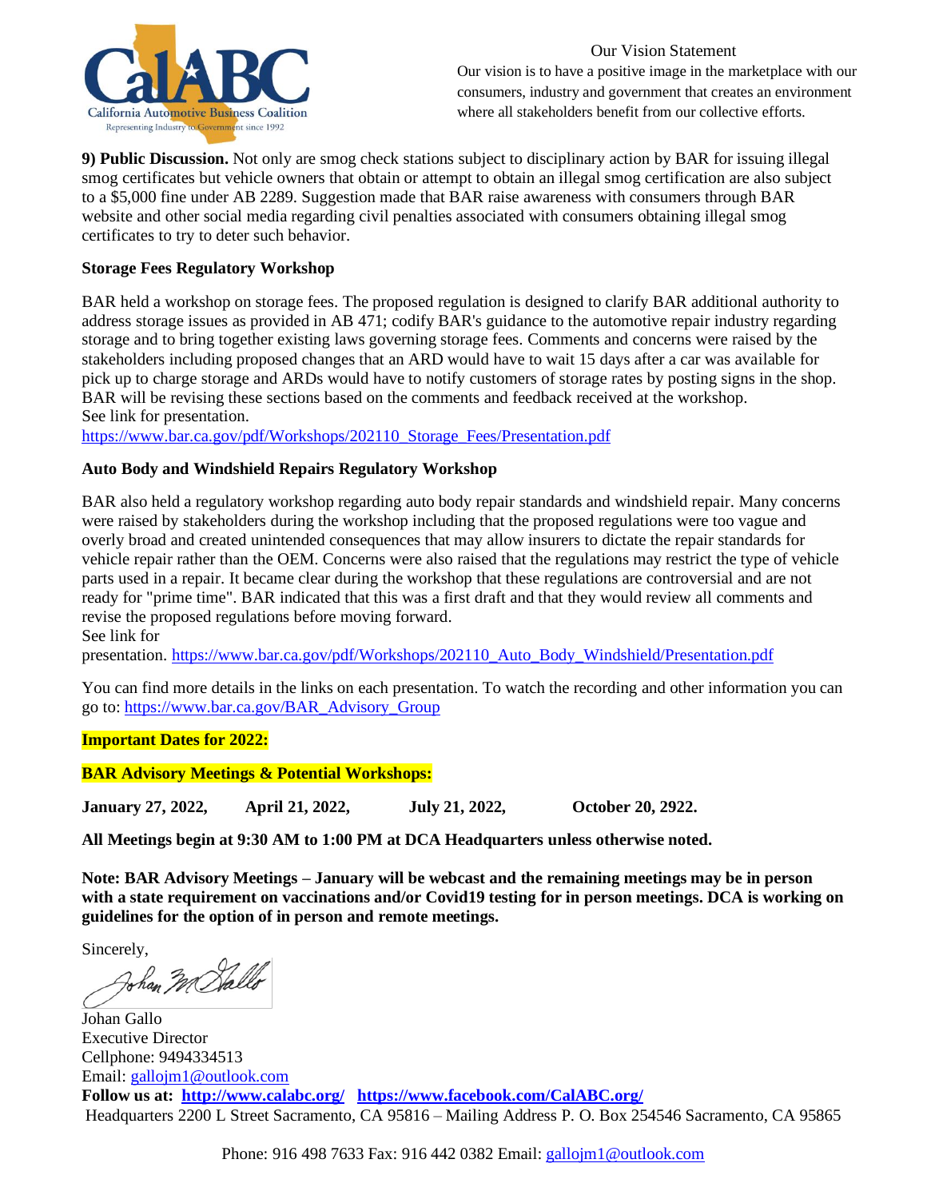Our Vision Statement

Our vision is to have a positive image in the marketplace with our consumers, industry and government that creates an environment where all stakeholders benefit from our collective efforts.

**9) Public Discussion.** Not only are smog check stations subject to disciplinary action by BAR for issuing illegal smog certificates but vehicle owners that obtain or attempt to obtain an illegal smog certification are also subject to a $5,000 fine under AB 2289. Suggestion made that BAR raise awareness with consumers through BAR website and other social media regarding civil penalties associated with consumers obtaining illegal smog certificates to try to deter such behavior.

**Storage Fees Regulatory Workshop**

BAR held a workshop on storage fees. The proposed regulation is designed to clarify BAR additional authority to address storage issues as provided in AB 471; codify BAR's guidance to the automotive repair industry regarding storage and to bring together existing laws governing storage fees. Comments and concerns were raised by the stakeholders including proposed changes that an ARD would have to wait 15 days after a car was available for pick up to charge storage and ARDs would have to notify customers of storage rates by posting signs in the shop. BAR will be revising these sections based on the comments and feedback received at the workshop.
See link for presentation.
https://www.bar.ca.gov/pdf/Workshops/202110_Storage_Fees/Presentation.pdf

**Auto Body and Windshield Repairs Regulatory Workshop**

BAR also held a regulatory workshop regarding auto body repair standards and windshield repair. Many concerns were raised by stakeholders during the workshop including that the proposed regulations were too vague and overly broad and created unintended consequences that may allow insurers to dictate the repair standards for vehicle repair rather than the OEM. Concerns were also raised that the regulations may restrict the type of vehicle parts used in a repair. It became clear during the workshop that these regulations are controversial and are not ready for "prime time". BAR indicated that this was a first draft and that they would review all comments and revise the proposed regulations before moving forward.
See link for
presentation. https://www.bar.ca.gov/pdf/Workshops/202110_Auto_Body_Windshield/Presentation.pdf

You can find more details in the links on each presentation. To watch the recording and other information you can go to: https://www.bar.ca.gov/BAR_Advisory_Group

**Important Dates for 2022:**

**BAR Advisory Meetings & Potential Workshops:**

**January 27, 2022, April 21, 2022, July 21, 2022, October 20, 2922.**

**All Meetings begin at 9:30 AM to 1:00 PM at DCA Headquarters unless otherwise noted.**

**Note: BAR Advisory Meetings – January will be webcast and the remaining meetings may be in person with a state requirement on vaccinations and/or Covid19 testing for in person meetings. DCA is working on guidelines for the option of in person and remote meetings.**

Sincerely,

Johan Gallo
Executive Director
Cellphone: 9494334513
Email: gallojm1@outlook.com
**Follow us at: http://www.calabc.org/ https://www.facebook.com/CalABC.org/**
Headquarters 2200 L Street Sacramento, CA 95816 – Mailing Address P. O. Box 254546 Sacramento, CA 95865

Phone: 916 498 7633 Fax: 916 442 0382 Email: gallojm1@outlook.com